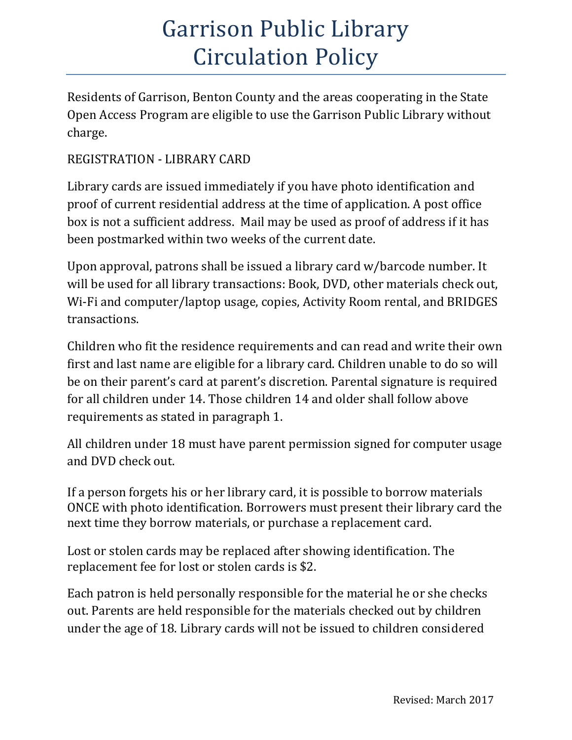# Garrison Public Library Circulation Policy

Residents of Garrison, Benton County and the areas cooperating in the State Open Access Program are eligible to use the Garrison Public Library without charge.

REGISTRATION - LIBRARY CARD

Library cards are issued immediately if you have photo identification and proof of current residential address at the time of application. A post office box is not a sufficient address. Mail may be used as proof of address if it has been postmarked within two weeks of the current date.

Upon approval, patrons shall be issued a library card w/barcode number. It will be used for all library transactions: Book, DVD, other materials check out, Wi-Fi and computer/laptop usage, copies, Activity Room rental, and BRIDGES transactions.

Children who fit the residence requirements and can read and write their own first and last name are eligible for a library card. Children unable to do so will be on their parent's card at parent's discretion. Parental signature is required for all children under 14. Those children 14 and older shall follow above requirements as stated in paragraph 1.

All children under 18 must have parent permission signed for computer usage and DVD check out.

If a person forgets his or her library card, it is possible to borrow materials ONCE with photo identification. Borrowers must present their library card the next time they borrow materials, or purchase a replacement card.

Lost or stolen cards may be replaced after showing identification. The replacement fee for lost or stolen cards is $2.

Each patron is held personally responsible for the material he or she checks out. Parents are held responsible for the materials checked out by children under the age of 18. Library cards will not be issued to children considered

Revised: March 2017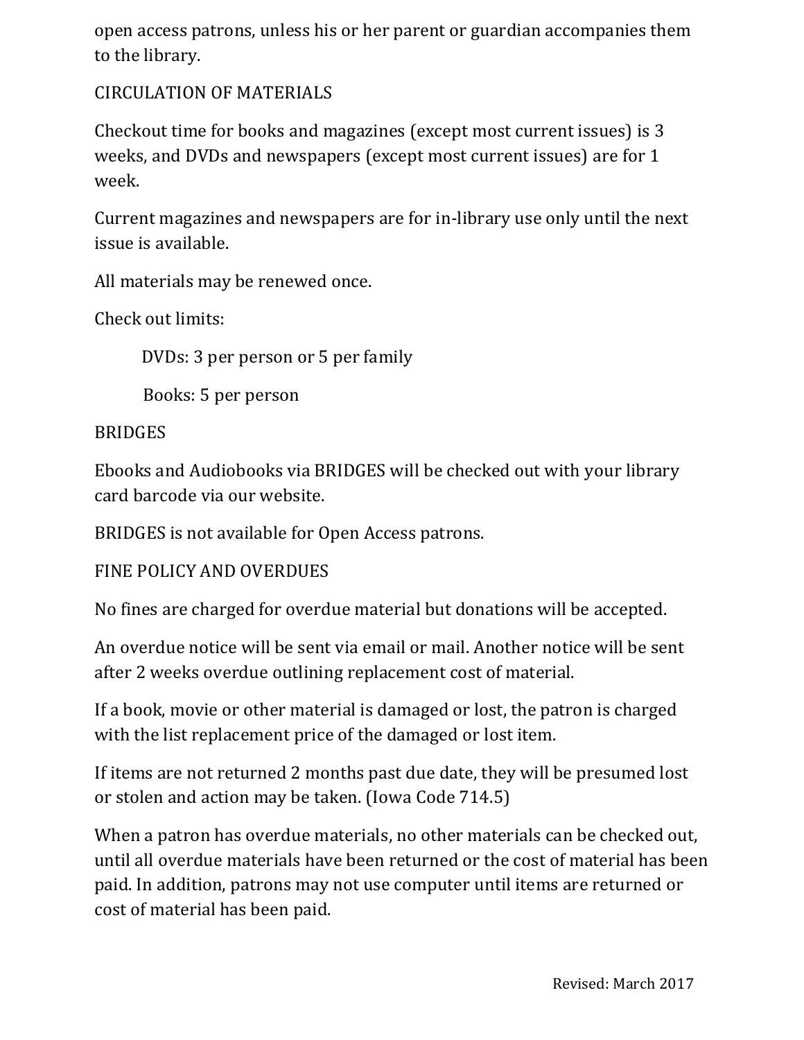open access patrons, unless his or her parent or guardian accompanies them to the library.

## CIRCULATION OF MATERIALS

Checkout time for books and magazines (except most current issues) is 3 weeks, and DVDs and newspapers (except most current issues) are for 1 week.

Current magazines and newspapers are for in-library use only until the next issue is available.

All materials may be renewed once.

Check out limits:

DVDs: 3 per person or 5 per family

Books: 5 per person

## BRIDGES

Ebooks and Audiobooks via BRIDGES will be checked out with your library card barcode via our website.

BRIDGES is not available for Open Access patrons.

## FINE POLICY AND OVERDUES

No fines are charged for overdue material but donations will be accepted.

An overdue notice will be sent via email or mail. Another notice will be sent after 2 weeks overdue outlining replacement cost of material.

If a book, movie or other material is damaged or lost, the patron is charged with the list replacement price of the damaged or lost item.

If items are not returned 2 months past due date, they will be presumed lost or stolen and action may be taken. (Iowa Code 714.5)

When a patron has overdue materials, no other materials can be checked out, until all overdue materials have been returned or the cost of material has been paid. In addition, patrons may not use computer until items are returned or cost of material has been paid.

Revised: March 2017